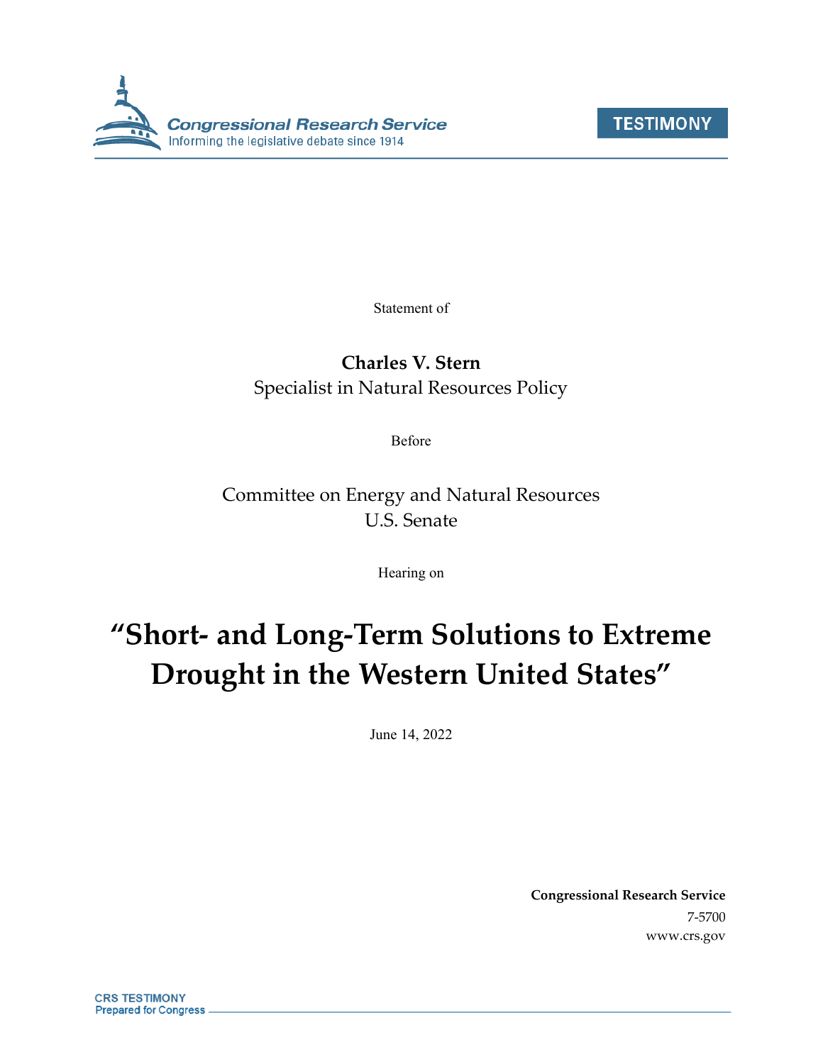Congressional Research Service
Informing the legislative debate since 1914

TESTIMONY

Statement of

**Charles V. Stern**
Specialist in Natural Resources Policy

Before

Committee on Energy and Natural Resources
U.S. Senate

Hearing on

# "Short- and Long-Term Solutions to Extreme Drought in the Western United States"

June 14, 2022

**Congressional Research Service**
7-5700
www.crs.gov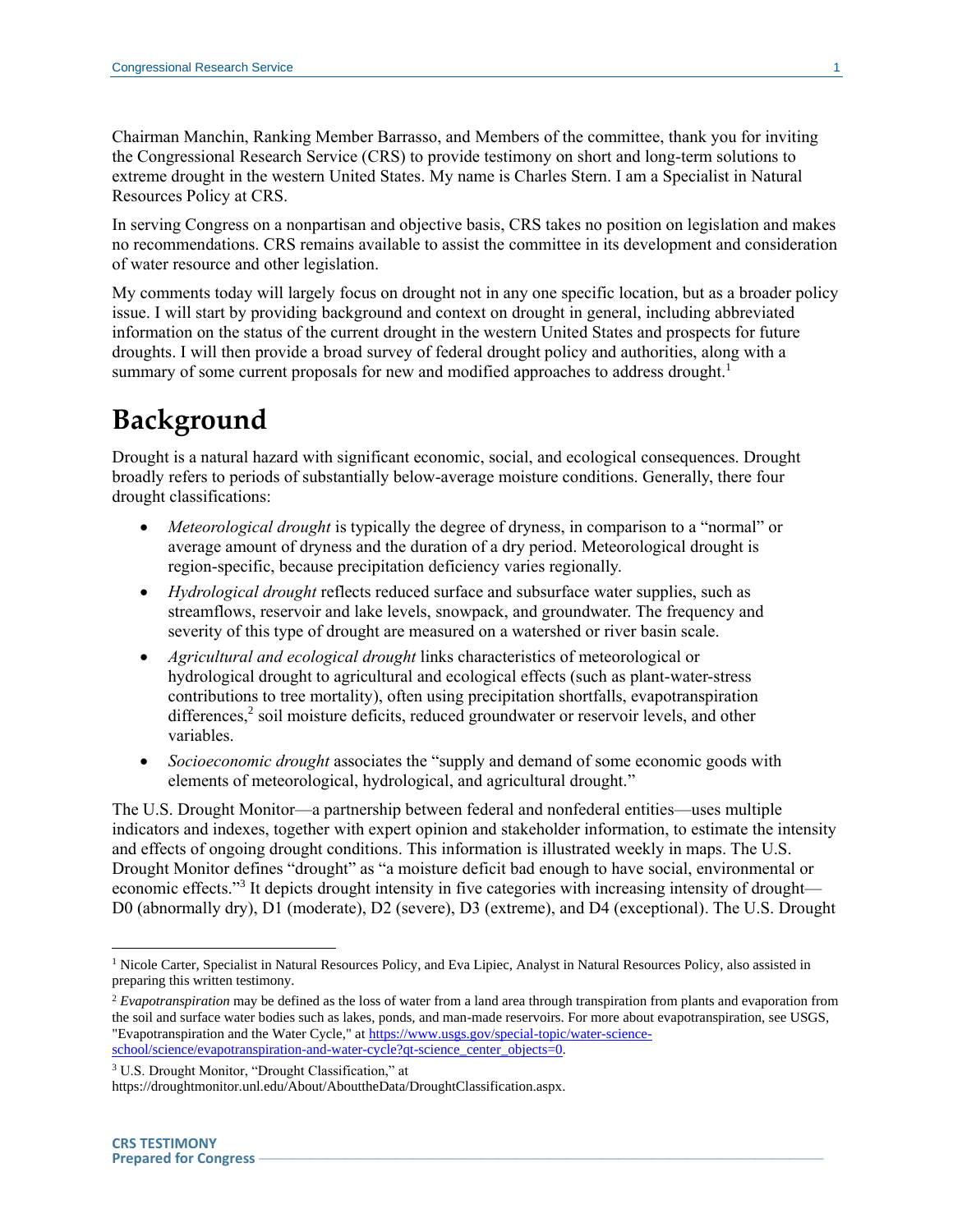Chairman Manchin, Ranking Member Barrasso, and Members of the committee, thank you for inviting the Congressional Research Service (CRS) to provide testimony on short and long-term solutions to extreme drought in the western United States. My name is Charles Stern. I am a Specialist in Natural Resources Policy at CRS.

In serving Congress on a nonpartisan and objective basis, CRS takes no position on legislation and makes no recommendations. CRS remains available to assist the committee in its development and consideration of water resource and other legislation.

My comments today will largely focus on drought not in any one specific location, but as a broader policy issue. I will start by providing background and context on drought in general, including abbreviated information on the status of the current drought in the western United States and prospects for future droughts. I will then provide a broad survey of federal drought policy and authorities, along with a summary of some current proposals for new and modified approaches to address drought.[1]

# Background

Drought is a natural hazard with significant economic, social, and ecological consequences. Drought broadly refers to periods of substantially below-average moisture conditions. Generally, there four drought classifications:

- *Meteorological drought* is typically the degree of dryness, in comparison to a "normal" or average amount of dryness and the duration of a dry period. Meteorological drought is region-specific, because precipitation deficiency varies regionally.
- *Hydrological drought* reflects reduced surface and subsurface water supplies, such as streamflows, reservoir and lake levels, snowpack, and groundwater. The frequency and severity of this type of drought are measured on a watershed or river basin scale.
- *Agricultural and ecological drought* links characteristics of meteorological or hydrological drought to agricultural and ecological effects (such as plant-water-stress contributions to tree mortality), often using precipitation shortfalls, evapotranspiration differences,[2] soil moisture deficits, reduced groundwater or reservoir levels, and other variables.
- *Socioeconomic drought* associates the "supply and demand of some economic goods with elements of meteorological, hydrological, and agricultural drought."

The U.S. Drought Monitor—a partnership between federal and nonfederal entities—uses multiple indicators and indexes, together with expert opinion and stakeholder information, to estimate the intensity and effects of ongoing drought conditions. This information is illustrated weekly in maps. The U.S. Drought Monitor defines "drought" as "a moisture deficit bad enough to have social, environmental or economic effects."[3] It depicts drought intensity in five categories with increasing intensity of drought—D0 (abnormally dry), D1 (moderate), D2 (severe), D3 (extreme), and D4 (exceptional). The U.S. Drought

---

[1] Nicole Carter, Specialist in Natural Resources Policy, and Eva Lipiec, Analyst in Natural Resources Policy, also assisted in preparing this written testimony.

[2] *Evapotranspiration* may be defined as the loss of water from a land area through transpiration from plants and evaporation from the soil and surface water bodies such as lakes, ponds, and man-made reservoirs. For more about evapotranspiration, see USGS, "Evapotranspiration and the Water Cycle," at https://www.usgs.gov/special-topic/water-science-school/science/evapotranspiration-and-water-cycle?qt-science_center_objects=0.

[3] U.S. Drought Monitor, "Drought Classification," at https://droughtmonitor.unl.edu/About/AbouttheData/DroughtClassification.aspx.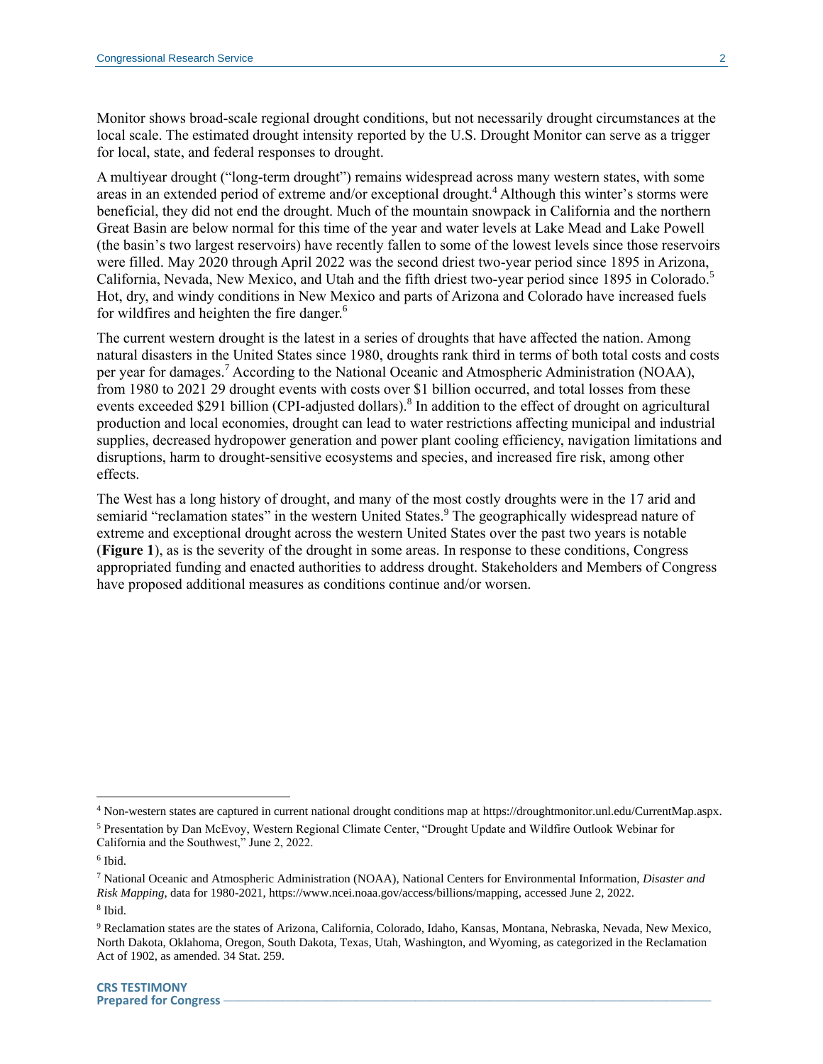Monitor shows broad-scale regional drought conditions, but not necessarily drought circumstances at the local scale. The estimated drought intensity reported by the U.S. Drought Monitor can serve as a trigger for local, state, and federal responses to drought.

A multiyear drought ("long-term drought") remains widespread across many western states, with some areas in an extended period of extreme and/or exceptional drought.[4] Although this winter's storms were beneficial, they did not end the drought. Much of the mountain snowpack in California and the northern Great Basin are below normal for this time of the year and water levels at Lake Mead and Lake Powell (the basin's two largest reservoirs) have recently fallen to some of the lowest levels since those reservoirs were filled. May 2020 through April 2022 was the second driest two-year period since 1895 in Arizona, California, Nevada, New Mexico, and Utah and the fifth driest two-year period since 1895 in Colorado.[5] Hot, dry, and windy conditions in New Mexico and parts of Arizona and Colorado have increased fuels for wildfires and heighten the fire danger.[6]

The current western drought is the latest in a series of droughts that have affected the nation. Among natural disasters in the United States since 1980, droughts rank third in terms of both total costs and costs per year for damages.[7] According to the National Oceanic and Atmospheric Administration (NOAA), from 1980 to 2021 29 drought events with costs over $1 billion occurred, and total losses from these events exceeded $291 billion (CPI-adjusted dollars).[8] In addition to the effect of drought on agricultural production and local economies, drought can lead to water restrictions affecting municipal and industrial supplies, decreased hydropower generation and power plant cooling efficiency, navigation limitations and disruptions, harm to drought-sensitive ecosystems and species, and increased fire risk, among other effects.

The West has a long history of drought, and many of the most costly droughts were in the 17 arid and semiarid "reclamation states" in the western United States.[9] The geographically widespread nature of extreme and exceptional drought across the western United States over the past two years is notable (**Figure 1**), as is the severity of the drought in some areas. In response to these conditions, Congress appropriated funding and enacted authorities to address drought. Stakeholders and Members of Congress have proposed additional measures as conditions continue and/or worsen.

---

[4] Non-western states are captured in current national drought conditions map at https://droughtmonitor.unl.edu/CurrentMap.aspx.

[5] Presentation by Dan McEvoy, Western Regional Climate Center, "Drought Update and Wildfire Outlook Webinar for California and the Southwest," June 2, 2022.

[6] Ibid.

[7] National Oceanic and Atmospheric Administration (NOAA), National Centers for Environmental Information, *Disaster and Risk Mapping*, data for 1980-2021, https://www.ncei.noaa.gov/access/billions/mapping, accessed June 2, 2022.

[8] Ibid.

[9] Reclamation states are the states of Arizona, California, Colorado, Idaho, Kansas, Montana, Nebraska, Nevada, New Mexico, North Dakota, Oklahoma, Oregon, South Dakota, Texas, Utah, Washington, and Wyoming, as categorized in the Reclamation Act of 1902, as amended. 34 Stat. 259.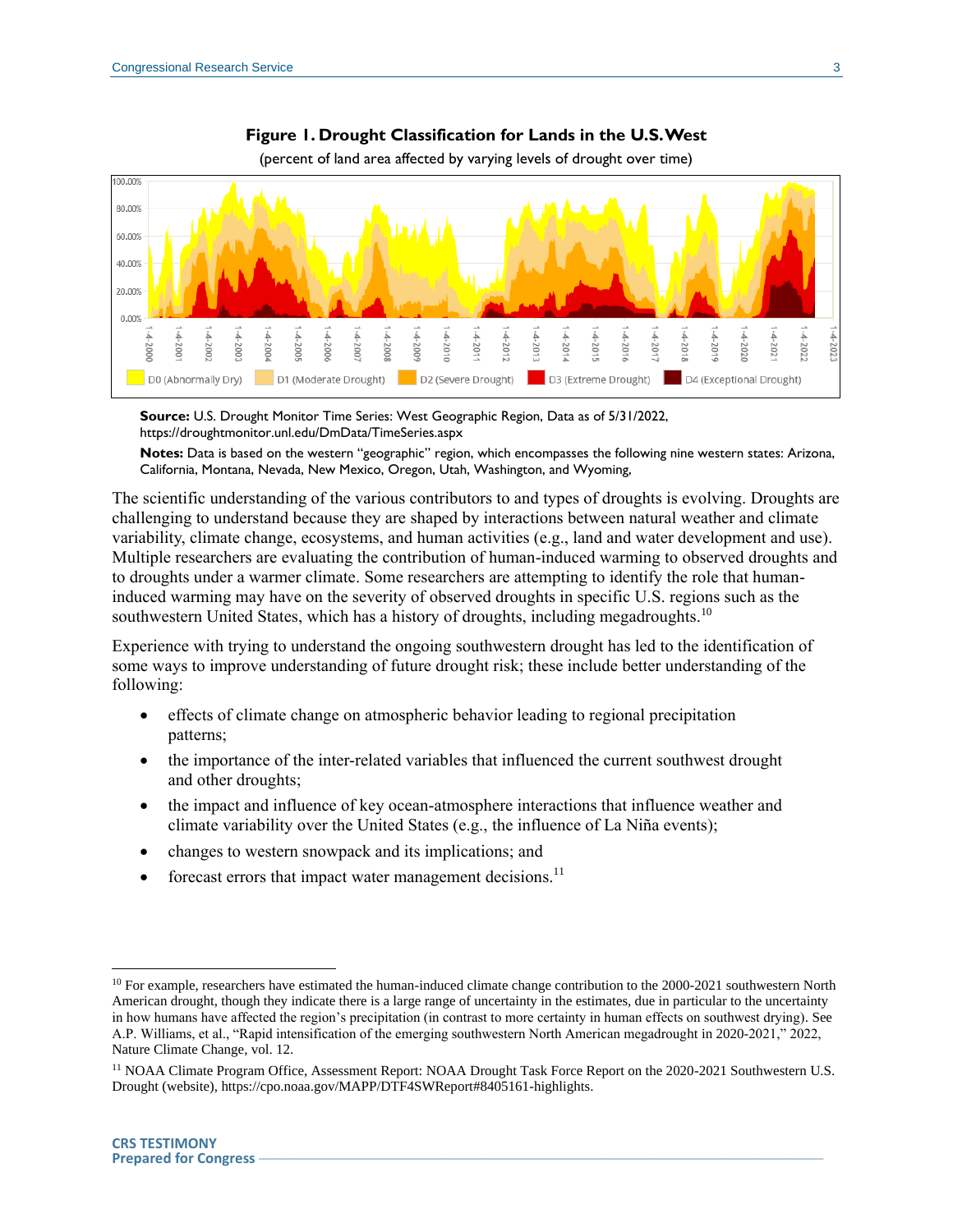**Figure 1. Drought Classification for Lands in the U.S. West**

(percent of land area affected by varying levels of drought over time)

**Source:** U.S. Drought Monitor Time Series: West Geographic Region, Data as of 5/31/2022, https://droughtmonitor.unl.edu/DmData/TimeSeries.aspx

**Notes:** Data is based on the western "geographic" region, which encompasses the following nine western states: Arizona, California, Montana, Nevada, New Mexico, Oregon, Utah, Washington, and Wyoming,

The scientific understanding of the various contributors to and types of droughts is evolving. Droughts are challenging to understand because they are shaped by interactions between natural weather and climate variability, climate change, ecosystems, and human activities (e.g., land and water development and use). Multiple researchers are evaluating the contribution of human-induced warming to observed droughts and to droughts under a warmer climate. Some researchers are attempting to identify the role that human-induced warming may have on the severity of observed droughts in specific U.S. regions such as the southwestern United States, which has a history of droughts, including megadroughts.[10]

Experience with trying to understand the ongoing southwestern drought has led to the identification of some ways to improve understanding of future drought risk; these include better understanding of the following:

- effects of climate change on atmospheric behavior leading to regional precipitation patterns;
- the importance of the inter-related variables that influenced the current southwest drought and other droughts;
- the impact and influence of key ocean-atmosphere interactions that influence weather and climate variability over the United States (e.g., the influence of La Niña events);
- changes to western snowpack and its implications; and
- forecast errors that impact water management decisions.[11]

---

[10] For example, researchers have estimated the human-induced climate change contribution to the 2000-2021 southwestern North American drought, though they indicate there is a large range of uncertainty in the estimates, due in particular to the uncertainty in how humans have affected the region's precipitation (in contrast to more certainty in human effects on southwest drying). See A.P. Williams, et al., "Rapid intensification of the emerging southwestern North American megadrought in 2020-2021," 2022, Nature Climate Change, vol. 12.

[11] NOAA Climate Program Office, Assessment Report: NOAA Drought Task Force Report on the 2020-2021 Southwestern U.S. Drought (website), https://cpo.noaa.gov/MAPP/DTF4SWReport#8405161-highlights.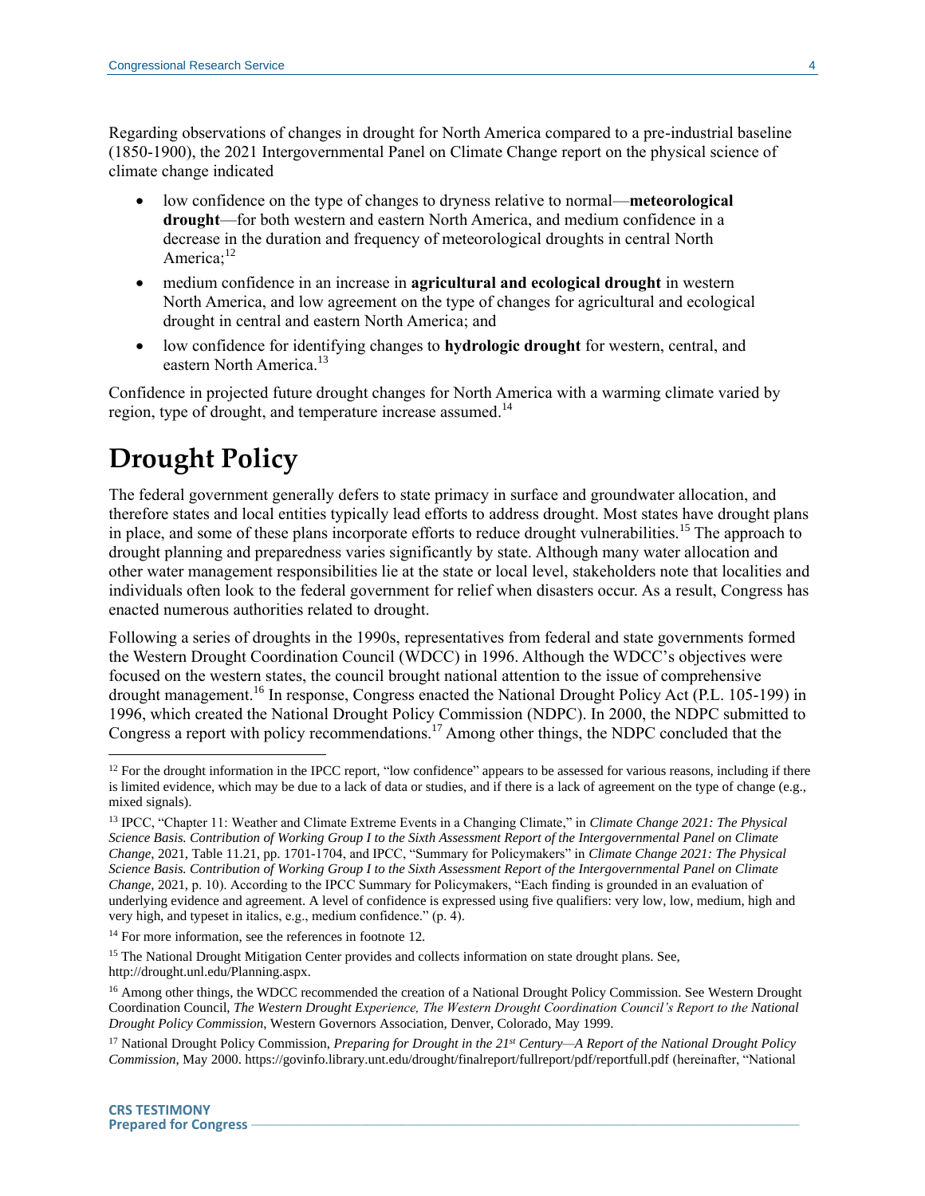Regarding observations of changes in drought for North America compared to a pre-industrial baseline (1850-1900), the 2021 Intergovernmental Panel on Climate Change report on the physical science of climate change indicated

- low confidence on the type of changes to dryness relative to normal—**meteorological drought**—for both western and eastern North America, and medium confidence in a decrease in the duration and frequency of meteorological droughts in central North America;[12]
- medium confidence in an increase in **agricultural and ecological drought** in western North America, and low agreement on the type of changes for agricultural and ecological drought in central and eastern North America; and
- low confidence for identifying changes to **hydrologic drought** for western, central, and eastern North America.[13]

Confidence in projected future drought changes for North America with a warming climate varied by region, type of drought, and temperature increase assumed.[14]

# Drought Policy

The federal government generally defers to state primacy in surface and groundwater allocation, and therefore states and local entities typically lead efforts to address drought. Most states have drought plans in place, and some of these plans incorporate efforts to reduce drought vulnerabilities.[15] The approach to drought planning and preparedness varies significantly by state. Although many water allocation and other water management responsibilities lie at the state or local level, stakeholders note that localities and individuals often look to the federal government for relief when disasters occur. As a result, Congress has enacted numerous authorities related to drought.

Following a series of droughts in the 1990s, representatives from federal and state governments formed the Western Drought Coordination Council (WDCC) in 1996. Although the WDCC's objectives were focused on the western states, the council brought national attention to the issue of comprehensive drought management.[16] In response, Congress enacted the National Drought Policy Act (P.L. 105-199) in 1996, which created the National Drought Policy Commission (NDPC). In 2000, the NDPC submitted to Congress a report with policy recommendations.[17] Among other things, the NDPC concluded that the

---

[12] For the drought information in the IPCC report, "low confidence" appears to be assessed for various reasons, including if there is limited evidence, which may be due to a lack of data or studies, and if there is a lack of agreement on the type of change (e.g., mixed signals).

[13] IPCC, "Chapter 11: Weather and Climate Extreme Events in a Changing Climate," in *Climate Change 2021: The Physical Science Basis. Contribution of Working Group I to the Sixth Assessment Report of the Intergovernmental Panel on Climate Change*, 2021, Table 11.21, pp. 1701-1704, and IPCC, "Summary for Policymakers" in *Climate Change 2021: The Physical Science Basis. Contribution of Working Group I to the Sixth Assessment Report of the Intergovernmental Panel on Climate Change*, 2021, p. 10). According to the IPCC Summary for Policymakers, "Each finding is grounded in an evaluation of underlying evidence and agreement. A level of confidence is expressed using five qualifiers: very low, low, medium, high and very high, and typeset in italics, e.g., medium confidence." (p. 4).

[14] For more information, see the references in footnote 12.

[15] The National Drought Mitigation Center provides and collects information on state drought plans. See, http://drought.unl.edu/Planning.aspx.

[16] Among other things, the WDCC recommended the creation of a National Drought Policy Commission. See Western Drought Coordination Council, *The Western Drought Experience, The Western Drought Coordination Council's Report to the National Drought Policy Commission*, Western Governors Association, Denver, Colorado, May 1999.

[17] National Drought Policy Commission, *Preparing for Drought in the 21st Century—A Report of the National Drought Policy Commission*, May 2000. https://govinfo.library.unt.edu/drought/finalreport/fullreport/pdf/reportfull.pdf (hereinafter, "National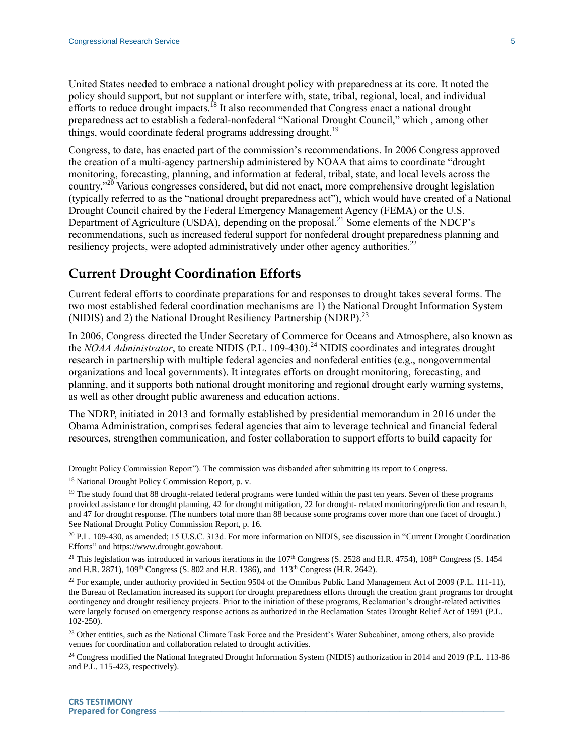United States needed to embrace a national drought policy with preparedness at its core. It noted the policy should support, but not supplant or interfere with, state, tribal, regional, local, and individual efforts to reduce drought impacts.[18] It also recommended that Congress enact a national drought preparedness act to establish a federal-nonfederal "National Drought Council," which , among other things, would coordinate federal programs addressing drought.[19]

Congress, to date, has enacted part of the commission's recommendations. In 2006 Congress approved the creation of a multi-agency partnership administered by NOAA that aims to coordinate "drought monitoring, forecasting, planning, and information at federal, tribal, state, and local levels across the country."[20] Various congresses considered, but did not enact, more comprehensive drought legislation (typically referred to as the "national drought preparedness act"), which would have created of a National Drought Council chaired by the Federal Emergency Management Agency (FEMA) or the U.S. Department of Agriculture (USDA), depending on the proposal.[21] Some elements of the NDCP's recommendations, such as increased federal support for nonfederal drought preparedness planning and resiliency projects, were adopted administratively under other agency authorities.[22]

## Current Drought Coordination Efforts

Current federal efforts to coordinate preparations for and responses to drought takes several forms. The two most established federal coordination mechanisms are 1) the National Drought Information System (NIDIS) and 2) the National Drought Resiliency Partnership (NDRP).[23]

In 2006, Congress directed the Under Secretary of Commerce for Oceans and Atmosphere, also known as the *NOAA Administrator*, to create NIDIS (P.L. 109-430).[24] NIDIS coordinates and integrates drought research in partnership with multiple federal agencies and nonfederal entities (e.g., nongovernmental organizations and local governments). It integrates efforts on drought monitoring, forecasting, and planning, and it supports both national drought monitoring and regional drought early warning systems, as well as other drought public awareness and education actions.

The NDRP, initiated in 2013 and formally established by presidential memorandum in 2016 under the Obama Administration, comprises federal agencies that aim to leverage technical and financial federal resources, strengthen communication, and foster collaboration to support efforts to build capacity for

---

Drought Policy Commission Report"). The commission was disbanded after submitting its report to Congress.

[18] National Drought Policy Commission Report, p. v.

[19] The study found that 88 drought-related federal programs were funded within the past ten years. Seven of these programs provided assistance for drought planning, 42 for drought mitigation, 22 for drought- related monitoring/prediction and research, and 47 for drought response. (The numbers total more than 88 because some programs cover more than one facet of drought.) See National Drought Policy Commission Report, p. 16.

[20] P.L. 109-430, as amended; 15 U.S.C. 313d. For more information on NIDIS, see discussion in "Current Drought Coordination Efforts" and https://www.drought.gov/about.

[21] This legislation was introduced in various iterations in the 107th Congress (S. 2528 and H.R. 4754), 108th Congress (S. 1454 and H.R. 2871), 109th Congress (S. 802 and H.R. 1386), and 113th Congress (H.R. 2642).

[22] For example, under authority provided in Section 9504 of the Omnibus Public Land Management Act of 2009 (P.L. 111-11), the Bureau of Reclamation increased its support for drought preparedness efforts through the creation grant programs for drought contingency and drought resiliency projects. Prior to the initiation of these programs, Reclamation's drought-related activities were largely focused on emergency response actions as authorized in the Reclamation States Drought Relief Act of 1991 (P.L. 102-250).

[23] Other entities, such as the National Climate Task Force and the President's Water Subcabinet, among others, also provide venues for coordination and collaboration related to drought activities.

[24] Congress modified the National Integrated Drought Information System (NIDIS) authorization in 2014 and 2019 (P.L. 113-86 and P.L. 115-423, respectively).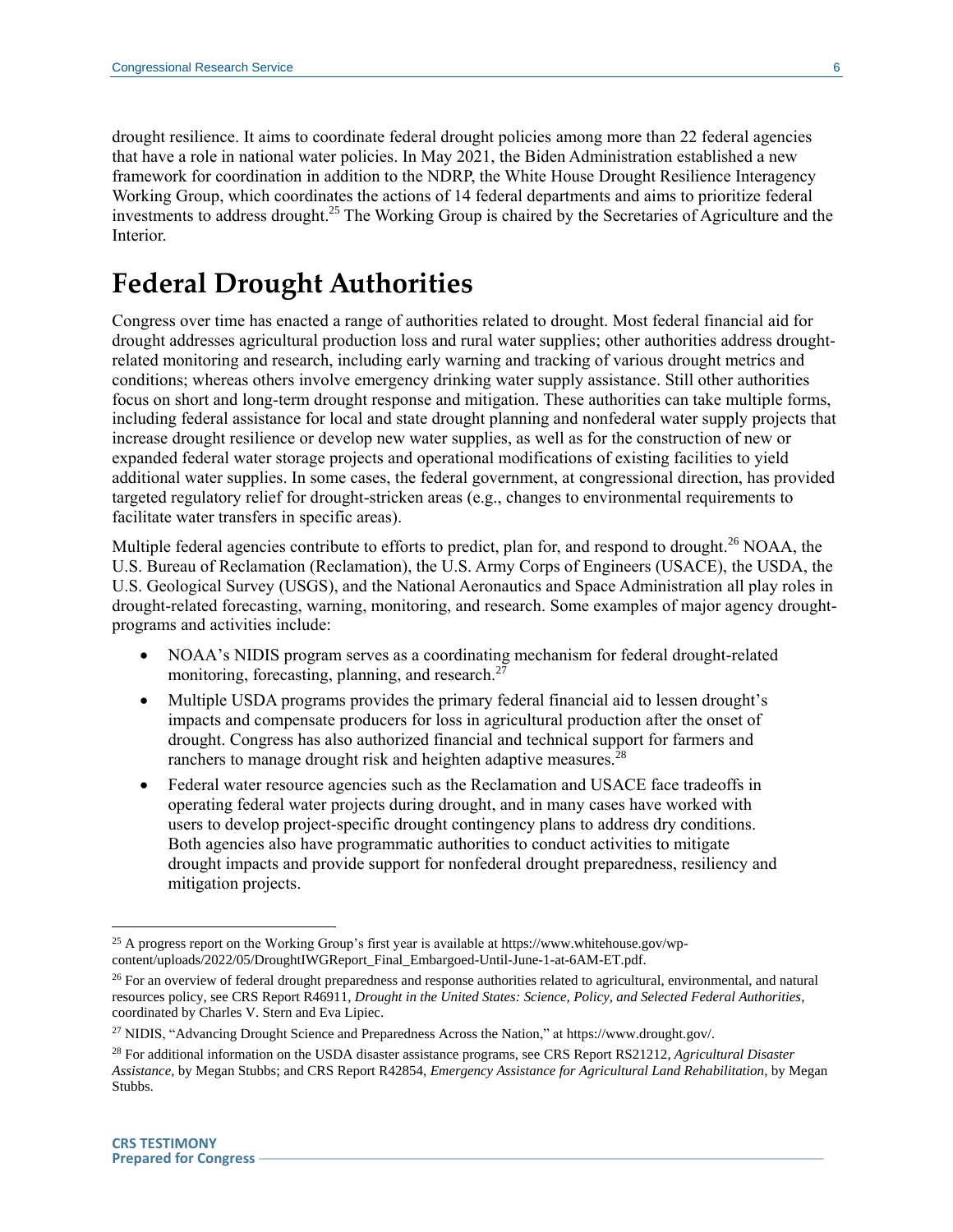drought resilience. It aims to coordinate federal drought policies among more than 22 federal agencies that have a role in national water policies. In May 2021, the Biden Administration established a new framework for coordination in addition to the NDRP, the White House Drought Resilience Interagency Working Group, which coordinates the actions of 14 federal departments and aims to prioritize federal investments to address drought.[25] The Working Group is chaired by the Secretaries of Agriculture and the Interior.

# Federal Drought Authorities

Congress over time has enacted a range of authorities related to drought. Most federal financial aid for drought addresses agricultural production loss and rural water supplies; other authorities address drought-related monitoring and research, including early warning and tracking of various drought metrics and conditions; whereas others involve emergency drinking water supply assistance. Still other authorities focus on short and long-term drought response and mitigation. These authorities can take multiple forms, including federal assistance for local and state drought planning and nonfederal water supply projects that increase drought resilience or develop new water supplies, as well as for the construction of new or expanded federal water storage projects and operational modifications of existing facilities to yield additional water supplies. In some cases, the federal government, at congressional direction, has provided targeted regulatory relief for drought-stricken areas (e.g., changes to environmental requirements to facilitate water transfers in specific areas).

Multiple federal agencies contribute to efforts to predict, plan for, and respond to drought.[26] NOAA, the U.S. Bureau of Reclamation (Reclamation), the U.S. Army Corps of Engineers (USACE), the USDA, the U.S. Geological Survey (USGS), and the National Aeronautics and Space Administration all play roles in drought-related forecasting, warning, monitoring, and research. Some examples of major agency drought-programs and activities include:

- NOAA's NIDIS program serves as a coordinating mechanism for federal drought-related monitoring, forecasting, planning, and research.[27]
- Multiple USDA programs provides the primary federal financial aid to lessen drought's impacts and compensate producers for loss in agricultural production after the onset of drought. Congress has also authorized financial and technical support for farmers and ranchers to manage drought risk and heighten adaptive measures.[28]
- Federal water resource agencies such as the Reclamation and USACE face tradeoffs in operating federal water projects during drought, and in many cases have worked with users to develop project-specific drought contingency plans to address dry conditions. Both agencies also have programmatic authorities to conduct activities to mitigate drought impacts and provide support for nonfederal drought preparedness, resiliency and mitigation projects.

[25] A progress report on the Working Group's first year is available at https://www.whitehouse.gov/wp-content/uploads/2022/05/DroughtIWGReport_Final_Embargoed-Until-June-1-at-6AM-ET.pdf.

[26] For an overview of federal drought preparedness and response authorities related to agricultural, environmental, and natural resources policy, see CRS Report R46911, *Drought in the United States: Science, Policy, and Selected Federal Authorities*, coordinated by Charles V. Stern and Eva Lipiec.

[27] NIDIS, "Advancing Drought Science and Preparedness Across the Nation," at https://www.drought.gov/.

[28] For additional information on the USDA disaster assistance programs, see CRS Report RS21212, *Agricultural Disaster Assistance*, by Megan Stubbs; and CRS Report R42854, *Emergency Assistance for Agricultural Land Rehabilitation*, by Megan Stubbs.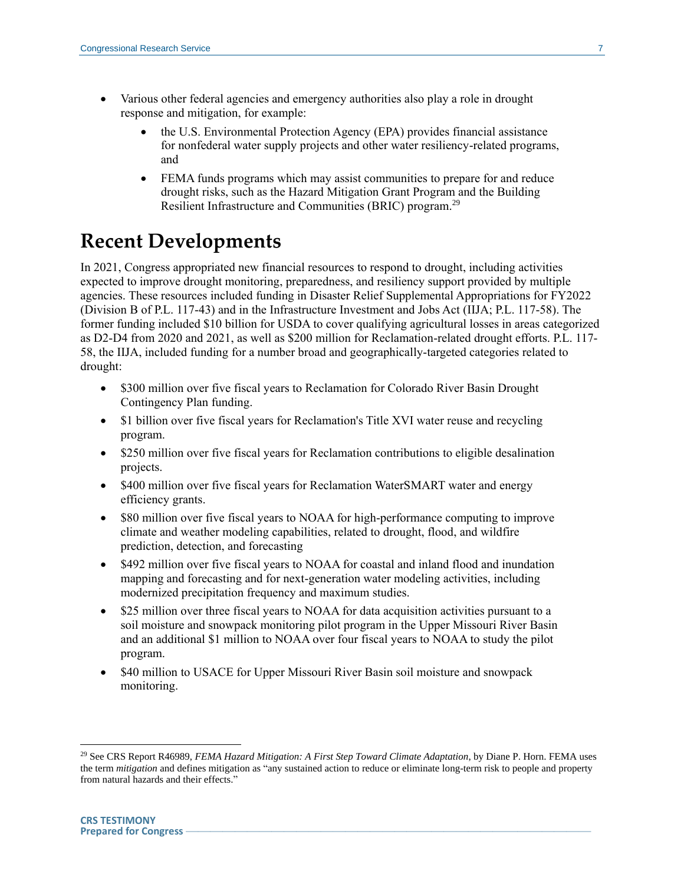- Various other federal agencies and emergency authorities also play a role in drought response and mitigation, for example:
    - the U.S. Environmental Protection Agency (EPA) provides financial assistance for nonfederal water supply projects and other water resiliency-related programs, and
    - FEMA funds programs which may assist communities to prepare for and reduce drought risks, such as the Hazard Mitigation Grant Program and the Building Resilient Infrastructure and Communities (BRIC) program.[29]

# Recent Developments

In 2021, Congress appropriated new financial resources to respond to drought, including activities expected to improve drought monitoring, preparedness, and resiliency support provided by multiple agencies. These resources included funding in Disaster Relief Supplemental Appropriations for FY2022 (Division B of P.L. 117-43) and in the Infrastructure Investment and Jobs Act (IIJA; P.L. 117-58). The former funding included $10 billion for USDA to cover qualifying agricultural losses in areas categorized as D2-D4 from 2020 and 2021, as well as $200 million for Reclamation-related drought efforts. P.L. 117-58, the IIJA, included funding for a number broad and geographically-targeted categories related to drought:

- $300 million over five fiscal years to Reclamation for Colorado River Basin Drought Contingency Plan funding.
- $1 billion over five fiscal years for Reclamation's Title XVI water reuse and recycling program.
- $250 million over five fiscal years for Reclamation contributions to eligible desalination projects.
- $400 million over five fiscal years for Reclamation WaterSMART water and energy efficiency grants.
- $80 million over five fiscal years to NOAA for high-performance computing to improve climate and weather modeling capabilities, related to drought, flood, and wildfire prediction, detection, and forecasting
- $492 million over five fiscal years to NOAA for coastal and inland flood and inundation mapping and forecasting and for next-generation water modeling activities, including modernized precipitation frequency and maximum studies.
- $25 million over three fiscal years to NOAA for data acquisition activities pursuant to a soil moisture and snowpack monitoring pilot program in the Upper Missouri River Basin and an additional $1 million to NOAA over four fiscal years to NOAA to study the pilot program.
- $40 million to USACE for Upper Missouri River Basin soil moisture and snowpack monitoring.

---

[29] See CRS Report R46989, *FEMA Hazard Mitigation: A First Step Toward Climate Adaptation*, by Diane P. Horn. FEMA uses the term *mitigation* and defines mitigation as "any sustained action to reduce or eliminate long-term risk to people and property from natural hazards and their effects."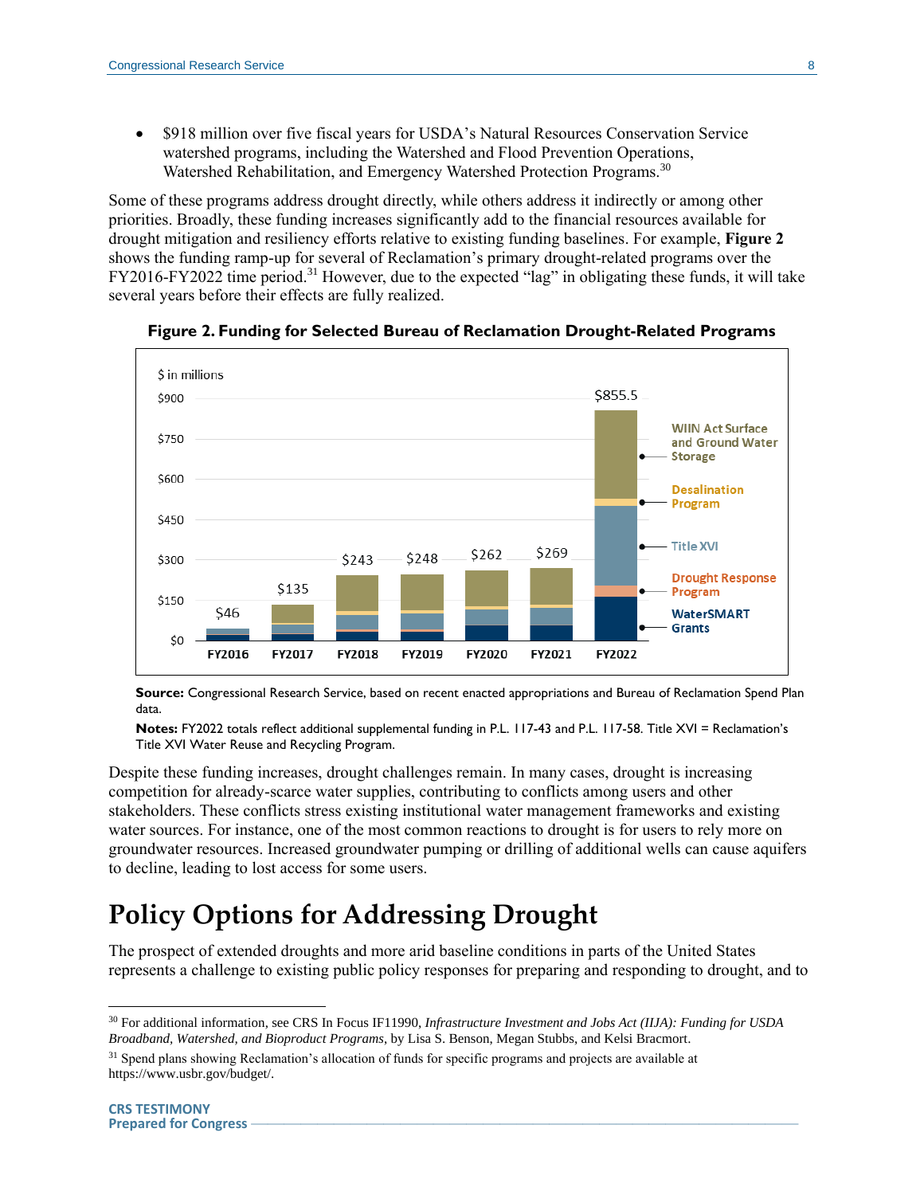- $918 million over five fiscal years for USDA's Natural Resources Conservation Service watershed programs, including the Watershed and Flood Prevention Operations, Watershed Rehabilitation, and Emergency Watershed Protection Programs.[30]

Some of these programs address drought directly, while others address it indirectly or among other priorities. Broadly, these funding increases significantly add to the financial resources available for drought mitigation and resiliency efforts relative to existing funding baselines. For example, **Figure 2** shows the funding ramp-up for several of Reclamation's primary drought-related programs over the FY2016-FY2022 time period.[31] However, due to the expected "lag" in obligating these funds, it will take several years before their effects are fully realized.

**Figure 2. Funding for Selected Bureau of Reclamation Drought-Related Programs**

**Source:** Congressional Research Service, based on recent enacted appropriations and Bureau of Reclamation Spend Plan data.

**Notes:** FY2022 totals reflect additional supplemental funding in P.L. 117-43 and P.L. 117-58. Title XVI = Reclamation's Title XVI Water Reuse and Recycling Program.

Despite these funding increases, drought challenges remain. In many cases, drought is increasing competition for already-scarce water supplies, contributing to conflicts among users and other stakeholders. These conflicts stress existing institutional water management frameworks and existing water sources. For instance, one of the most common reactions to drought is for users to rely more on groundwater resources. Increased groundwater pumping or drilling of additional wells can cause aquifers to decline, leading to lost access for some users.

# Policy Options for Addressing Drought

The prospect of extended droughts and more arid baseline conditions in parts of the United States represents a challenge to existing public policy responses for preparing and responding to drought, and to

---

[30] For additional information, see CRS In Focus IF11990, *Infrastructure Investment and Jobs Act (IIJA): Funding for USDA Broadband, Watershed, and Bioproduct Programs*, by Lisa S. Benson, Megan Stubbs, and Kelsi Bracmort.

[31] Spend plans showing Reclamation's allocation of funds for specific programs and projects are available at https://www.usbr.gov/budget/.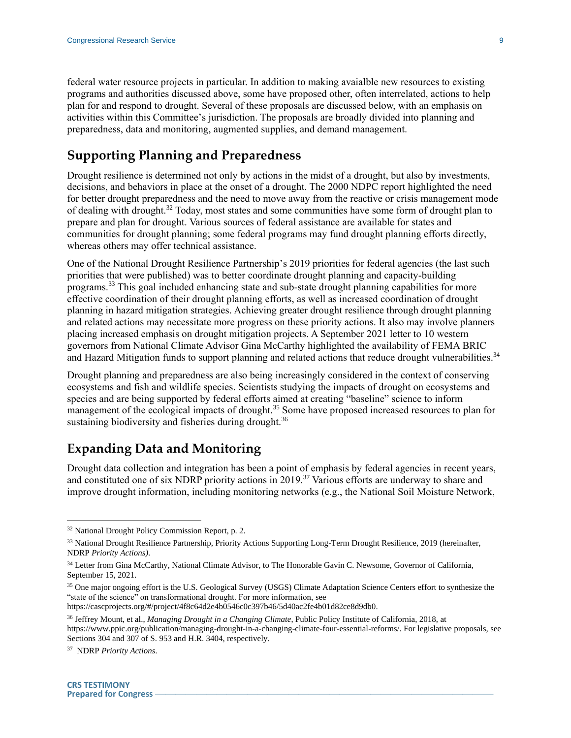federal water resource projects in particular. In addition to making avaialble new resources to existing programs and authorities discussed above, some have proposed other, often interrelated, actions to help plan for and respond to drought. Several of these proposals are discussed below, with an emphasis on activities within this Committee's jurisdiction. The proposals are broadly divided into planning and preparedness, data and monitoring, augmented supplies, and demand management.

## Supporting Planning and Preparedness

Drought resilience is determined not only by actions in the midst of a drought, but also by investments, decisions, and behaviors in place at the onset of a drought. The 2000 NDPC report highlighted the need for better drought preparedness and the need to move away from the reactive or crisis management mode of dealing with drought.[32] Today, most states and some communities have some form of drought plan to prepare and plan for drought. Various sources of federal assistance are available for states and communities for drought planning; some federal programs may fund drought planning efforts directly, whereas others may offer technical assistance.

One of the National Drought Resilience Partnership's 2019 priorities for federal agencies (the last such priorities that were published) was to better coordinate drought planning and capacity-building programs.[33] This goal included enhancing state and sub-state drought planning capabilities for more effective coordination of their drought planning efforts, as well as increased coordination of drought planning in hazard mitigation strategies. Achieving greater drought resilience through drought planning and related actions may necessitate more progress on these priority actions. It also may involve planners placing increased emphasis on drought mitigation projects. A September 2021 letter to 10 western governors from National Climate Advisor Gina McCarthy highlighted the availability of FEMA BRIC and Hazard Mitigation funds to support planning and related actions that reduce drought vulnerabilities.[34]

Drought planning and preparedness are also being increasingly considered in the context of conserving ecosystems and fish and wildlife species. Scientists studying the impacts of drought on ecosystems and species and are being supported by federal efforts aimed at creating "baseline" science to inform management of the ecological impacts of drought.[35] Some have proposed increased resources to plan for sustaining biodiversity and fisheries during drought.[36]

## Expanding Data and Monitoring

Drought data collection and integration has been a point of emphasis by federal agencies in recent years, and constituted one of six NDRP priority actions in 2019.[37] Various efforts are underway to share and improve drought information, including monitoring networks (e.g., the National Soil Moisture Network,

---

[32] National Drought Policy Commission Report, p. 2.

[33] National Drought Resilience Partnership, Priority Actions Supporting Long-Term Drought Resilience, 2019 (hereinafter, NDRP *Priority Actions)*.

[34] Letter from Gina McCarthy, National Climate Advisor, to The Honorable Gavin C. Newsome, Governor of California, September 15, 2021.

[35] One major ongoing effort is the U.S. Geological Survey (USGS) Climate Adaptation Science Centers effort to synthesize the "state of the science" on transformational drought. For more information, see https://cascprojects.org/#/project/4f8c64d2e4b0546c0c397b46/5d40ac2fe4b01d82ce8d9db0.

[36] Jeffrey Mount, et al., *Managing Drought in a Changing Climate*, Public Policy Institute of California, 2018, at https://www.ppic.org/publication/managing-drought-in-a-changing-climate-four-essential-reforms/. For legislative proposals, see Sections 304 and 307 of S. 953 and H.R. 3404, respectively.

[37] NDRP *Priority Actions*.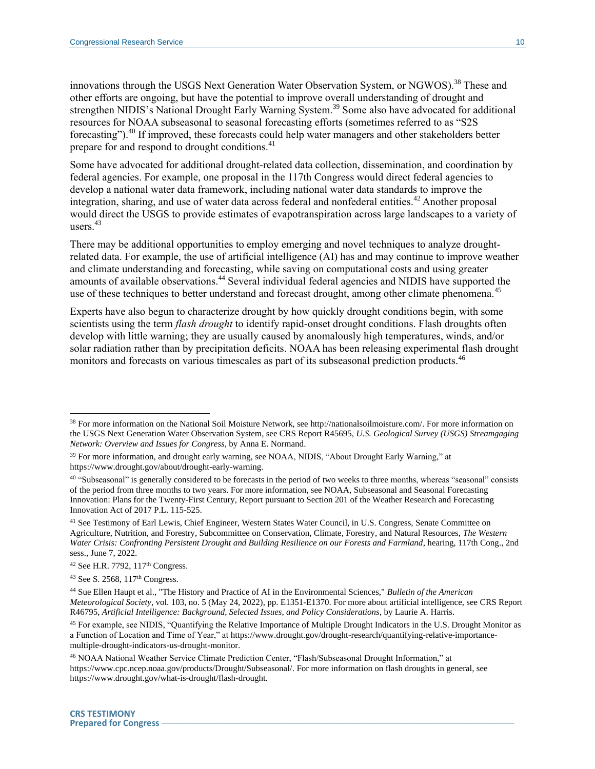innovations through the USGS Next Generation Water Observation System, or NGWOS).[38] These and other efforts are ongoing, but have the potential to improve overall understanding of drought and strengthen NIDIS's National Drought Early Warning System.[39] Some also have advocated for additional resources for NOAA subseasonal to seasonal forecasting efforts (sometimes referred to as "S2S forecasting").[40] If improved, these forecasts could help water managers and other stakeholders better prepare for and respond to drought conditions.[41]

Some have advocated for additional drought-related data collection, dissemination, and coordination by federal agencies. For example, one proposal in the 117th Congress would direct federal agencies to develop a national water data framework, including national water data standards to improve the integration, sharing, and use of water data across federal and nonfederal entities.[42] Another proposal would direct the USGS to provide estimates of evapotranspiration across large landscapes to a variety of users.[43]

There may be additional opportunities to employ emerging and novel techniques to analyze drought-related data. For example, the use of artificial intelligence (AI) has and may continue to improve weather and climate understanding and forecasting, while saving on computational costs and using greater amounts of available observations.[44] Several individual federal agencies and NIDIS have supported the use of these techniques to better understand and forecast drought, among other climate phenomena.[45]

Experts have also begun to characterize drought by how quickly drought conditions begin, with some scientists using the term *flash drought* to identify rapid-onset drought conditions. Flash droughts often develop with little warning; they are usually caused by anomalously high temperatures, winds, and/or solar radiation rather than by precipitation deficits. NOAA has been releasing experimental flash drought monitors and forecasts on various timescales as part of its subseasonal prediction products.[46]

---

[38] For more information on the National Soil Moisture Network, see http://nationalsoilmoisture.com/. For more information on the USGS Next Generation Water Observation System, see CRS Report R45695, *U.S. Geological Survey (USGS) Streamgaging Network: Overview and Issues for Congress*, by Anna E. Normand.

[39] For more information, and drought early warning, see NOAA, NIDIS, "About Drought Early Warning," at https://www.drought.gov/about/drought-early-warning.

[40] "Subseasonal" is generally considered to be forecasts in the period of two weeks to three months, whereas "seasonal" consists of the period from three months to two years. For more information, see NOAA, Subseasonal and Seasonal Forecasting Innovation: Plans for the Twenty-First Century, Report pursuant to Section 201 of the Weather Research and Forecasting Innovation Act of 2017 P.L. 115-525.

[41] See Testimony of Earl Lewis, Chief Engineer, Western States Water Council, in U.S. Congress, Senate Committee on Agriculture, Nutrition, and Forestry, Subcommittee on Conservation, Climate, Forestry, and Natural Resources, *The Western Water Crisis: Confronting Persistent Drought and Building Resilience on our Forests and Farmland*, hearing, 117th Cong., 2nd sess., June 7, 2022.

[42] See H.R. 7792, 117th Congress.

[43] See S. 2568, 117th Congress.

[44] Sue Ellen Haupt et al., "The History and Practice of AI in the Environmental Sciences," *Bulletin of the American Meteorological Society*, vol. 103, no. 5 (May 24, 2022), pp. E1351-E1370. For more about artificial intelligence, see CRS Report R46795, *Artificial Intelligence: Background, Selected Issues, and Policy Considerations*, by Laurie A. Harris.

[45] For example, see NIDIS, "Quantifying the Relative Importance of Multiple Drought Indicators in the U.S. Drought Monitor as a Function of Location and Time of Year," at https://www.drought.gov/drought-research/quantifying-relative-importance-multiple-drought-indicators-us-drought-monitor.

[46] NOAA National Weather Service Climate Prediction Center, "Flash/Subseasonal Drought Information," at https://www.cpc.ncep.noaa.gov/products/Drought/Subseasonal/. For more information on flash droughts in general, see https://www.drought.gov/what-is-drought/flash-drought.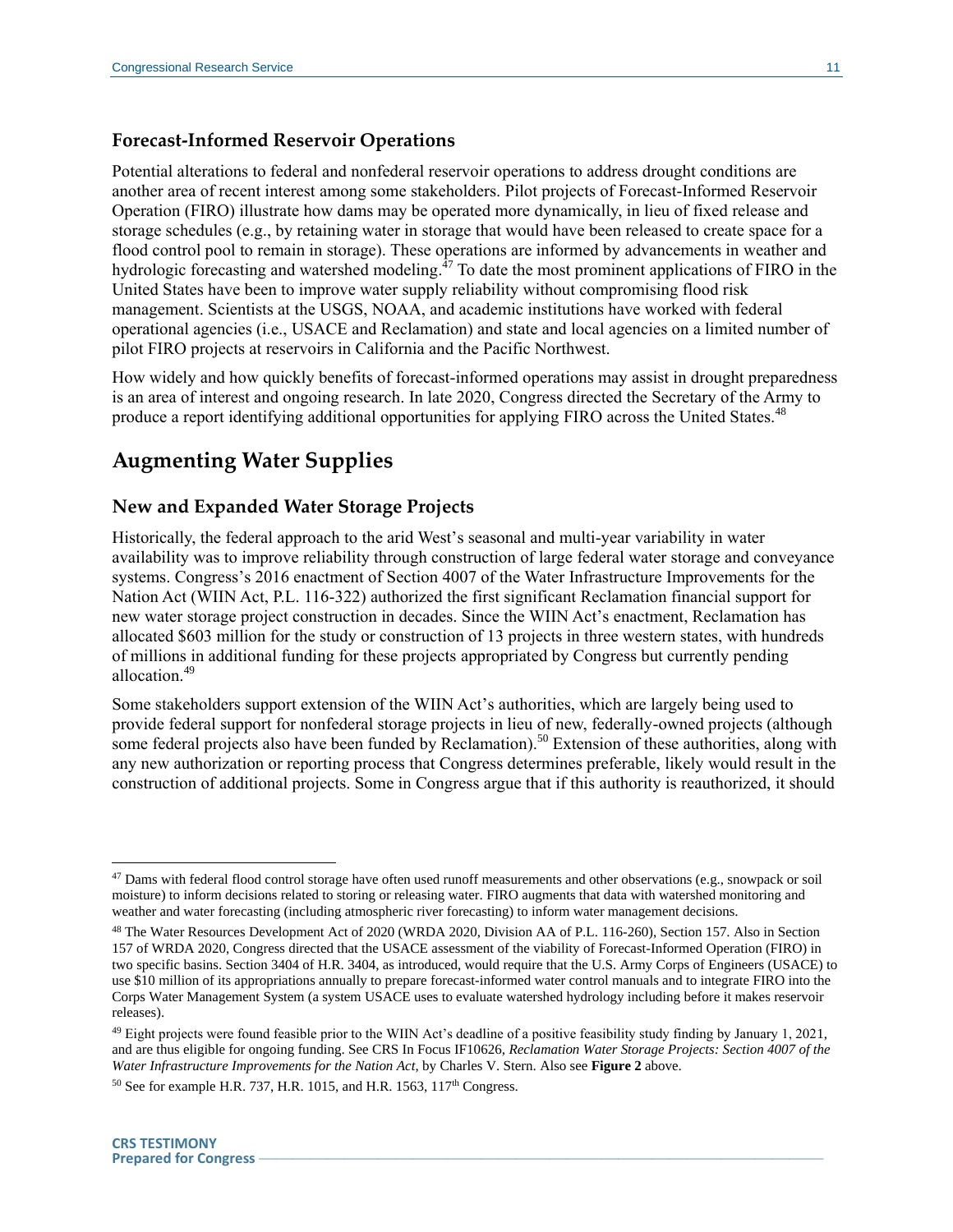### Forecast-Informed Reservoir Operations

Potential alterations to federal and nonfederal reservoir operations to address drought conditions are another area of recent interest among some stakeholders. Pilot projects of Forecast-Informed Reservoir Operation (FIRO) illustrate how dams may be operated more dynamically, in lieu of fixed release and storage schedules (e.g., by retaining water in storage that would have been released to create space for a flood control pool to remain in storage). These operations are informed by advancements in weather and hydrologic forecasting and watershed modeling.[47] To date the most prominent applications of FIRO in the United States have been to improve water supply reliability without compromising flood risk management. Scientists at the USGS, NOAA, and academic institutions have worked with federal operational agencies (i.e., USACE and Reclamation) and state and local agencies on a limited number of pilot FIRO projects at reservoirs in California and the Pacific Northwest.

How widely and how quickly benefits of forecast-informed operations may assist in drought preparedness is an area of interest and ongoing research. In late 2020, Congress directed the Secretary of the Army to produce a report identifying additional opportunities for applying FIRO across the United States.[48]

## Augmenting Water Supplies

### New and Expanded Water Storage Projects

Historically, the federal approach to the arid West's seasonal and multi-year variability in water availability was to improve reliability through construction of large federal water storage and conveyance systems. Congress's 2016 enactment of Section 4007 of the Water Infrastructure Improvements for the Nation Act (WIIN Act, P.L. 116-322) authorized the first significant Reclamation financial support for new water storage project construction in decades. Since the WIIN Act's enactment, Reclamation has allocated $603 million for the study or construction of 13 projects in three western states, with hundreds of millions in additional funding for these projects appropriated by Congress but currently pending allocation.[49]

Some stakeholders support extension of the WIIN Act's authorities, which are largely being used to provide federal support for nonfederal storage projects in lieu of new, federally-owned projects (although some federal projects also have been funded by Reclamation).[50] Extension of these authorities, along with any new authorization or reporting process that Congress determines preferable, likely would result in the construction of additional projects. Some in Congress argue that if this authority is reauthorized, it should

---

[47] Dams with federal flood control storage have often used runoff measurements and other observations (e.g., snowpack or soil moisture) to inform decisions related to storing or releasing water. FIRO augments that data with watershed monitoring and weather and water forecasting (including atmospheric river forecasting) to inform water management decisions.

[48] The Water Resources Development Act of 2020 (WRDA 2020, Division AA of P.L. 116-260), Section 157. Also in Section 157 of WRDA 2020, Congress directed that the USACE assessment of the viability of Forecast-Informed Operation (FIRO) in two specific basins. Section 3404 of H.R. 3404, as introduced, would require that the U.S. Army Corps of Engineers (USACE) to use $10 million of its appropriations annually to prepare forecast-informed water control manuals and to integrate FIRO into the Corps Water Management System (a system USACE uses to evaluate watershed hydrology including before it makes reservoir releases).

[49] Eight projects were found feasible prior to the WIIN Act's deadline of a positive feasibility study finding by January 1, 2021, and are thus eligible for ongoing funding. See CRS In Focus IF10626, *Reclamation Water Storage Projects: Section 4007 of the Water Infrastructure Improvements for the Nation Act*, by Charles V. Stern. Also see **Figure 2** above.

[50] See for example H.R. 737, H.R. 1015, and H.R. 1563, 117th Congress.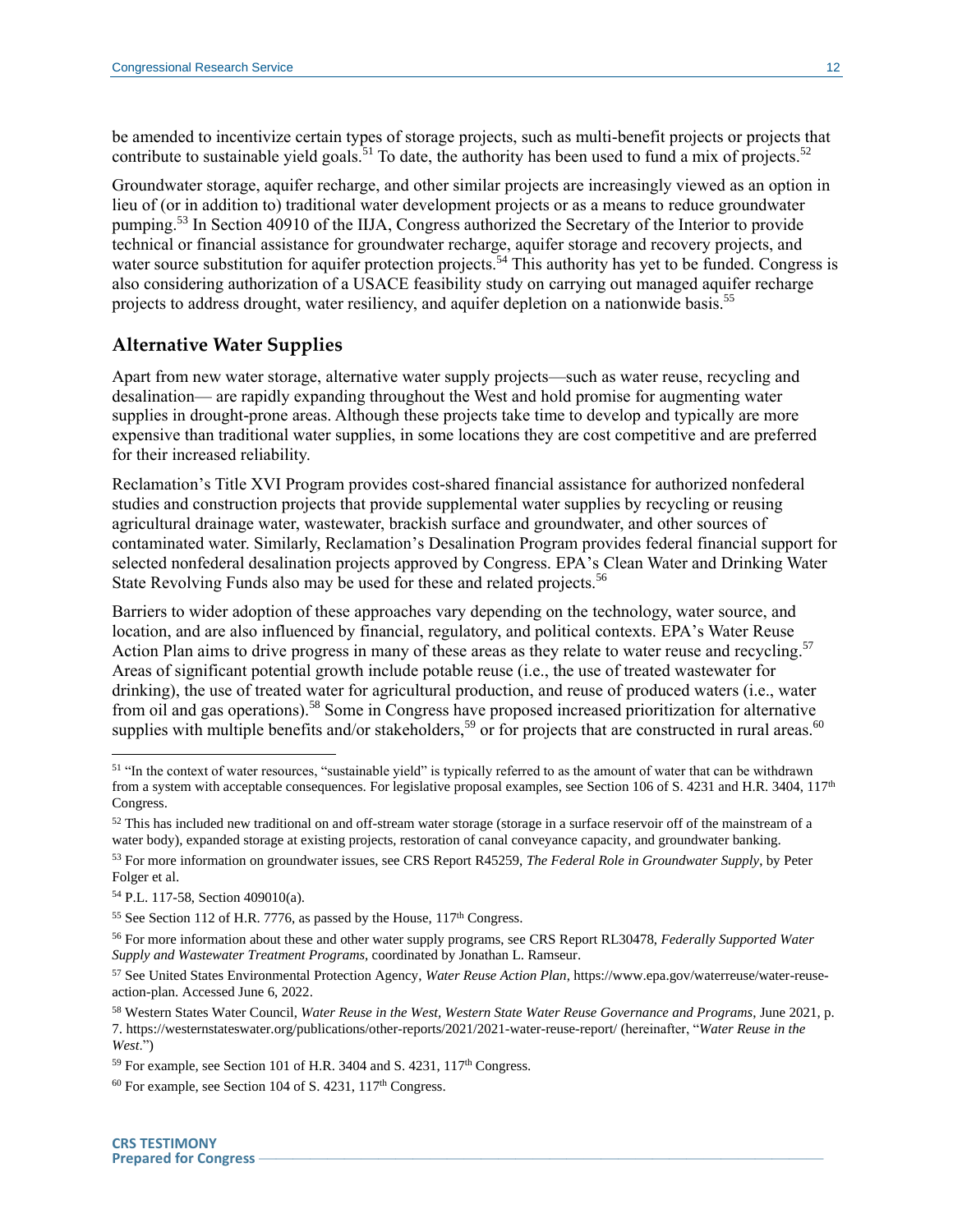be amended to incentivize certain types of storage projects, such as multi-benefit projects or projects that contribute to sustainable yield goals.[51] To date, the authority has been used to fund a mix of projects.[52]

Groundwater storage, aquifer recharge, and other similar projects are increasingly viewed as an option in lieu of (or in addition to) traditional water development projects or as a means to reduce groundwater pumping.[53] In Section 40910 of the IIJA, Congress authorized the Secretary of the Interior to provide technical or financial assistance for groundwater recharge, aquifer storage and recovery projects, and water source substitution for aquifer protection projects.[54] This authority has yet to be funded. Congress is also considering authorization of a USACE feasibility study on carrying out managed aquifer recharge projects to address drought, water resiliency, and aquifer depletion on a nationwide basis.[55]

## Alternative Water Supplies

Apart from new water storage, alternative water supply projects—such as water reuse, recycling and desalination— are rapidly expanding throughout the West and hold promise for augmenting water supplies in drought-prone areas. Although these projects take time to develop and typically are more expensive than traditional water supplies, in some locations they are cost competitive and are preferred for their increased reliability.

Reclamation's Title XVI Program provides cost-shared financial assistance for authorized nonfederal studies and construction projects that provide supplemental water supplies by recycling or reusing agricultural drainage water, wastewater, brackish surface and groundwater, and other sources of contaminated water. Similarly, Reclamation's Desalination Program provides federal financial support for selected nonfederal desalination projects approved by Congress. EPA's Clean Water and Drinking Water State Revolving Funds also may be used for these and related projects.[56]

Barriers to wider adoption of these approaches vary depending on the technology, water source, and location, and are also influenced by financial, regulatory, and political contexts. EPA's Water Reuse Action Plan aims to drive progress in many of these areas as they relate to water reuse and recycling.[57] Areas of significant potential growth include potable reuse (i.e., the use of treated wastewater for drinking), the use of treated water for agricultural production, and reuse of produced waters (i.e., water from oil and gas operations).[58] Some in Congress have proposed increased prioritization for alternative supplies with multiple benefits and/or stakeholders,[59] or for projects that are constructed in rural areas.[60]

---

[51] "In the context of water resources, "sustainable yield" is typically referred to as the amount of water that can be withdrawn from a system with acceptable consequences. For legislative proposal examples, see Section 106 of S. 4231 and H.R. 3404, 117th Congress.

[52] This has included new traditional on and off-stream water storage (storage in a surface reservoir off of the mainstream of a water body), expanded storage at existing projects, restoration of canal conveyance capacity, and groundwater banking.

[53] For more information on groundwater issues, see CRS Report R45259, *The Federal Role in Groundwater Supply*, by Peter Folger et al.

[54] P.L. 117-58, Section 409010(a).

[55] See Section 112 of H.R. 7776, as passed by the House, 117th Congress.

[56] For more information about these and other water supply programs, see CRS Report RL30478, *Federally Supported Water Supply and Wastewater Treatment Programs*, coordinated by Jonathan L. Ramseur.

[57] See United States Environmental Protection Agency, *Water Reuse Action Plan*, https://www.epa.gov/waterreuse/water-reuse-action-plan. Accessed June 6, 2022.

[58] Western States Water Council, *Water Reuse in the West, Western State Water Reuse Governance and Programs*, June 2021, p. 7. https://westernstateswater.org/publications/other-reports/2021/2021-water-reuse-report/ (hereinafter, "*Water Reuse in the West*.")

[59] For example, see Section 101 of H.R. 3404 and S. 4231, 117th Congress.

[60] For example, see Section 104 of S. 4231, 117th Congress.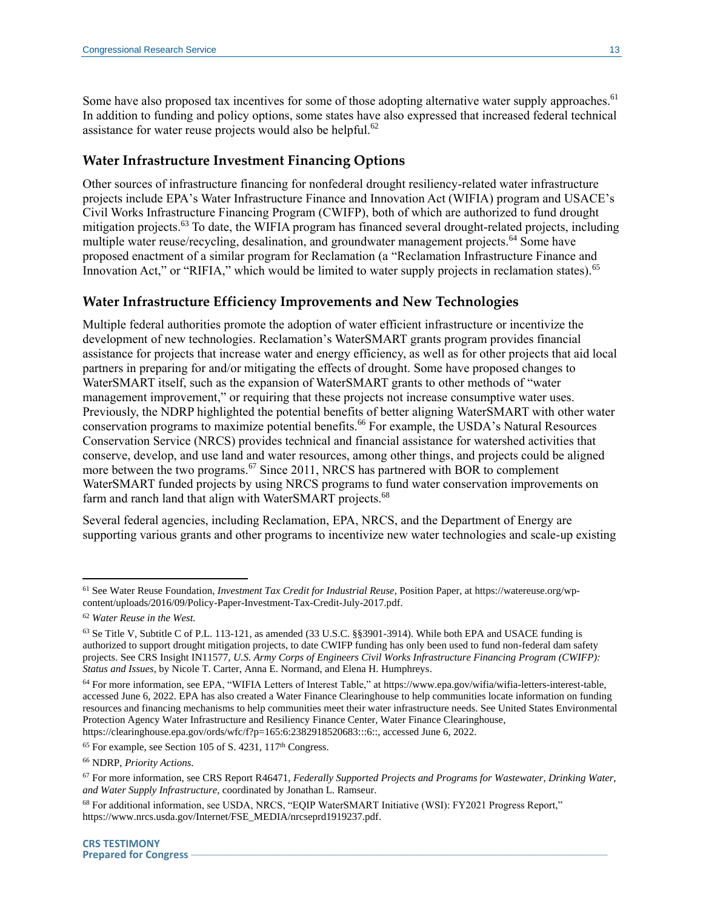Some have also proposed tax incentives for some of those adopting alternative water supply approaches.[61] In addition to funding and policy options, some states have also expressed that increased federal technical assistance for water reuse projects would also be helpful.[62]

### Water Infrastructure Investment Financing Options

Other sources of infrastructure financing for nonfederal drought resiliency-related water infrastructure projects include EPA's Water Infrastructure Finance and Innovation Act (WIFIA) program and USACE's Civil Works Infrastructure Financing Program (CWIFP), both of which are authorized to fund drought mitigation projects.[63] To date, the WIFIA program has financed several drought-related projects, including multiple water reuse/recycling, desalination, and groundwater management projects.[64] Some have proposed enactment of a similar program for Reclamation (a "Reclamation Infrastructure Finance and Innovation Act," or "RIFIA," which would be limited to water supply projects in reclamation states).[65]

### Water Infrastructure Efficiency Improvements and New Technologies

Multiple federal authorities promote the adoption of water efficient infrastructure or incentivize the development of new technologies. Reclamation's WaterSMART grants program provides financial assistance for projects that increase water and energy efficiency, as well as for other projects that aid local partners in preparing for and/or mitigating the effects of drought. Some have proposed changes to WaterSMART itself, such as the expansion of WaterSMART grants to other methods of "water management improvement," or requiring that these projects not increase consumptive water uses. Previously, the NDRP highlighted the potential benefits of better aligning WaterSMART with other water conservation programs to maximize potential benefits.[66] For example, the USDA's Natural Resources Conservation Service (NRCS) provides technical and financial assistance for watershed activities that conserve, develop, and use land and water resources, among other things, and projects could be aligned more between the two programs.[67] Since 2011, NRCS has partnered with BOR to complement WaterSMART funded projects by using NRCS programs to fund water conservation improvements on farm and ranch land that align with WaterSMART projects.[68]

Several federal agencies, including Reclamation, EPA, NRCS, and the Department of Energy are supporting various grants and other programs to incentivize new water technologies and scale-up existing

---

[61] See Water Reuse Foundation, *Investment Tax Credit for Industrial Reuse*, Position Paper, at https://watereuse.org/wp-content/uploads/2016/09/Policy-Paper-Investment-Tax-Credit-July-2017.pdf.

[62] *Water Reuse in the West.*

[63] Se Title V, Subtitle C of P.L. 113-121, as amended (33 U.S.C. §§3901-3914). While both EPA and USACE funding is authorized to support drought mitigation projects, to date CWIFP funding has only been used to fund non-federal dam safety projects. See CRS Insight IN11577, *U.S. Army Corps of Engineers Civil Works Infrastructure Financing Program (CWIFP): Status and Issues*, by Nicole T. Carter, Anna E. Normand, and Elena H. Humphreys.

[64] For more information, see EPA, "WIFIA Letters of Interest Table," at https://www.epa.gov/wifia/wifia-letters-interest-table, accessed June 6, 2022. EPA has also created a Water Finance Clearinghouse to help communities locate information on funding resources and financing mechanisms to help communities meet their water infrastructure needs. See United States Environmental Protection Agency Water Infrastructure and Resiliency Finance Center, Water Finance Clearinghouse, https://clearinghouse.epa.gov/ords/wfc/f?p=165:6:2382918520683:::6::, accessed June 6, 2022.

[65] For example, see Section 105 of S. 4231, 117th Congress.

[66] NDRP, *Priority Actions*.

[67] For more information, see CRS Report R46471, *Federally Supported Projects and Programs for Wastewater, Drinking Water, and Water Supply Infrastructure*, coordinated by Jonathan L. Ramseur.

[68] For additional information, see USDA, NRCS, "EQIP WaterSMART Initiative (WSI): FY2021 Progress Report," https://www.nrcs.usda.gov/Internet/FSE_MEDIA/nrcseprd1919237.pdf.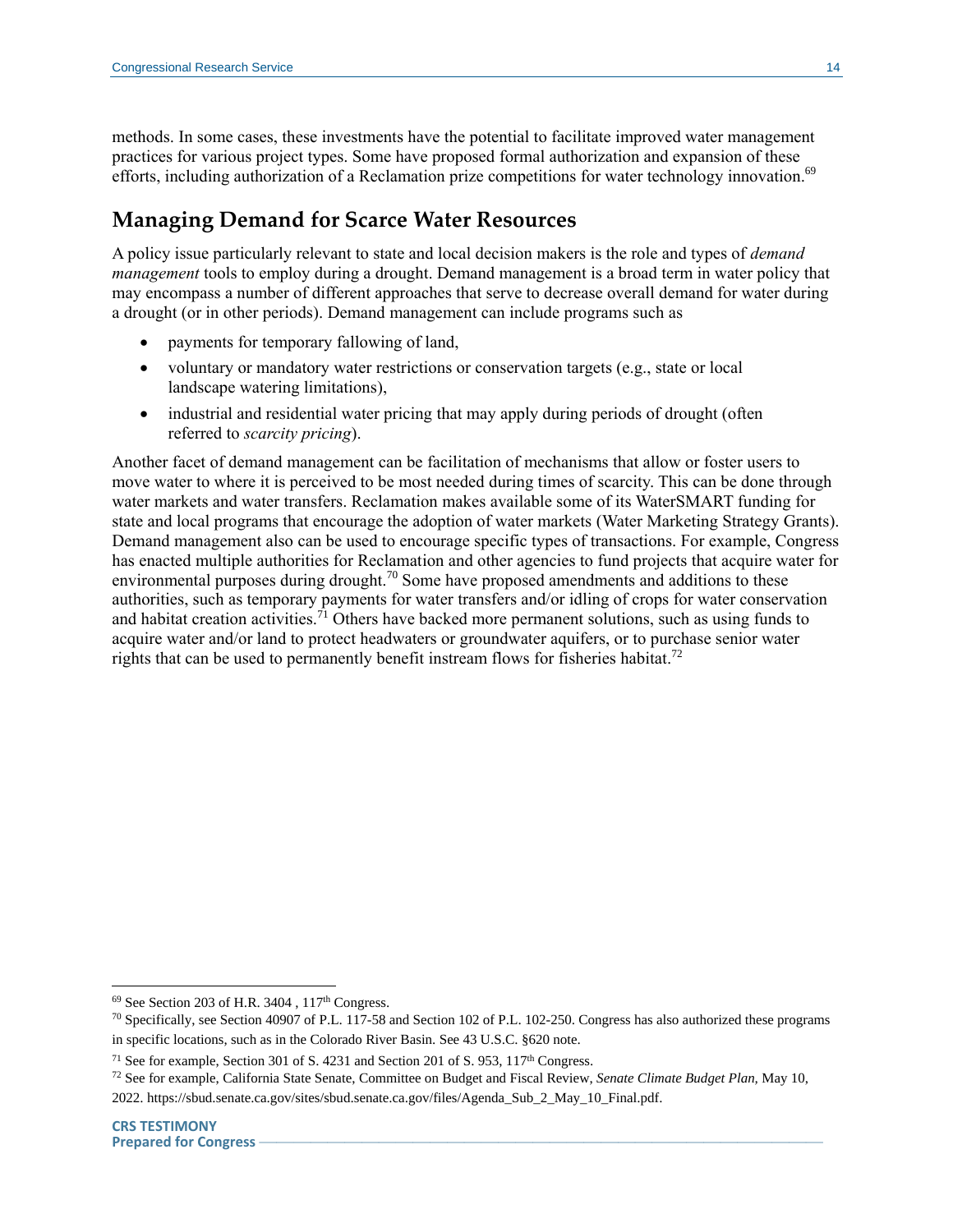methods. In some cases, these investments have the potential to facilitate improved water management practices for various project types. Some have proposed formal authorization and expansion of these efforts, including authorization of a Reclamation prize competitions for water technology innovation.[69]

## Managing Demand for Scarce Water Resources

A policy issue particularly relevant to state and local decision makers is the role and types of *demand management* tools to employ during a drought. Demand management is a broad term in water policy that may encompass a number of different approaches that serve to decrease overall demand for water during a drought (or in other periods). Demand management can include programs such as

- payments for temporary fallowing of land,
- voluntary or mandatory water restrictions or conservation targets (e.g., state or local landscape watering limitations),
- industrial and residential water pricing that may apply during periods of drought (often referred to *scarcity pricing*).

Another facet of demand management can be facilitation of mechanisms that allow or foster users to move water to where it is perceived to be most needed during times of scarcity. This can be done through water markets and water transfers. Reclamation makes available some of its WaterSMART funding for state and local programs that encourage the adoption of water markets (Water Marketing Strategy Grants). Demand management also can be used to encourage specific types of transactions. For example, Congress has enacted multiple authorities for Reclamation and other agencies to fund projects that acquire water for environmental purposes during drought.[70] Some have proposed amendments and additions to these authorities, such as temporary payments for water transfers and/or idling of crops for water conservation and habitat creation activities.[71] Others have backed more permanent solutions, such as using funds to acquire water and/or land to protect headwaters or groundwater aquifers, or to purchase senior water rights that can be used to permanently benefit instream flows for fisheries habitat.[72]

---

[69] See Section 203 of H.R. 3404 , 117th Congress.

[70] Specifically, see Section 40907 of P.L. 117-58 and Section 102 of P.L. 102-250. Congress has also authorized these programs in specific locations, such as in the Colorado River Basin. See 43 U.S.C. §620 note.

[71] See for example, Section 301 of S. 4231 and Section 201 of S. 953, 117th Congress.

[72] See for example, California State Senate, Committee on Budget and Fiscal Review, *Senate Climate Budget Plan*, May 10, 2022. https://sbud.senate.ca.gov/sites/sbud.senate.ca.gov/files/Agenda_Sub_2_May_10_Final.pdf.